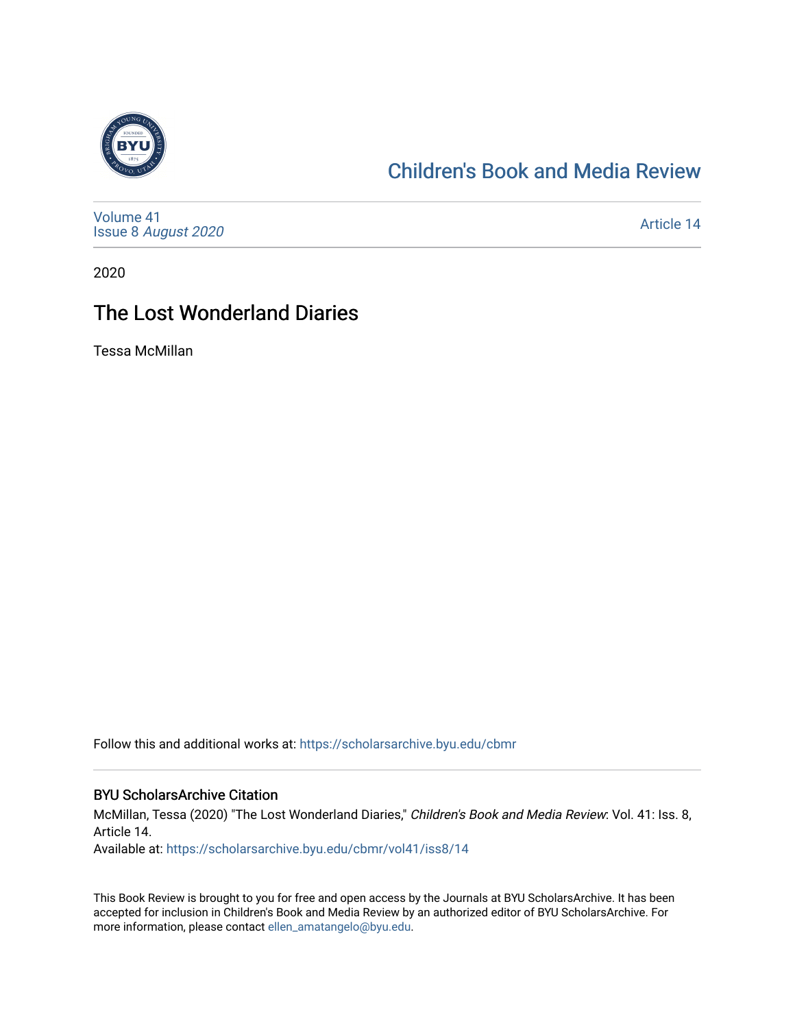Children's Book and Media Review

Volume 41
Issue 8 *August 2020*

Article 14

2020

# The Lost Wonderland Diaries

Tessa McMillan

Follow this and additional works at: https://scholarsarchive.byu.edu/cbmr

## BYU ScholarsArchive Citation

McMillan, Tessa (2020) "The Lost Wonderland Diaries," *Children's Book and Media Review*: Vol. 41: Iss. 8, Article 14.
Available at: https://scholarsarchive.byu.edu/cbmr/vol41/iss8/14

This Book Review is brought to you for free and open access by the Journals at BYU ScholarsArchive. It has been accepted for inclusion in Children's Book and Media Review by an authorized editor of BYU ScholarsArchive. For more information, please contact ellen_amatangelo@byu.edu.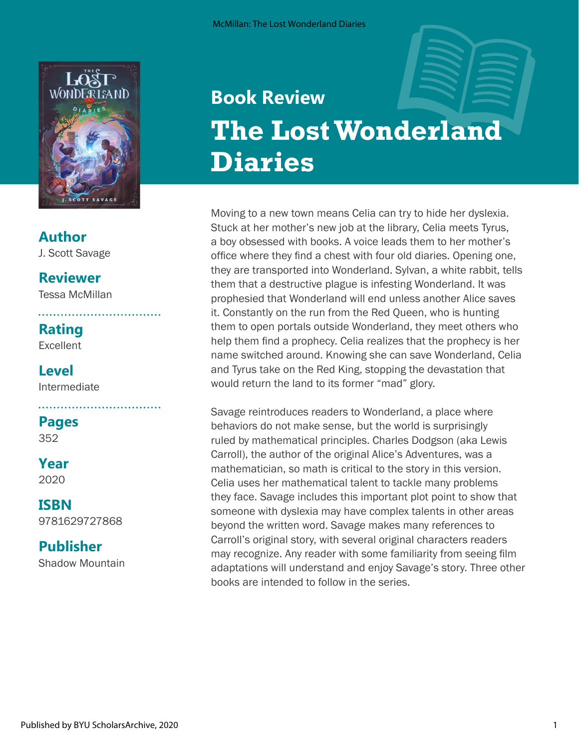# Book Review

# The Lost Wonderland Diaries

**Author**
J. Scott Savage

**Reviewer**
Tessa McMillan

**Rating**
Excellent

**Level**
Intermediate

**Pages**
352

**Year**
2020

**ISBN**
9781629727868

**Publisher**
Shadow Mountain

Moving to a new town means Celia can try to hide her dyslexia. Stuck at her mother's new job at the library, Celia meets Tyrus, a boy obsessed with books. A voice leads them to her mother's office where they find a chest with four old diaries. Opening one, they are transported into Wonderland. Sylvan, a white rabbit, tells them that a destructive plague is infesting Wonderland. It was prophesied that Wonderland will end unless another Alice saves it. Constantly on the run from the Red Queen, who is hunting them to open portals outside Wonderland, they meet others who help them find a prophecy. Celia realizes that the prophecy is her name switched around. Knowing she can save Wonderland, Celia and Tyrus take on the Red King, stopping the devastation that would return the land to its former "mad" glory.

Savage reintroduces readers to Wonderland, a place where behaviors do not make sense, but the world is surprisingly ruled by mathematical principles. Charles Dodgson (aka Lewis Carroll), the author of the original Alice's Adventures, was a mathematician, so math is critical to the story in this version. Celia uses her mathematical talent to tackle many problems they face. Savage includes this important plot point to show that someone with dyslexia may have complex talents in other areas beyond the written word. Savage makes many references to Carroll's original story, with several original characters readers may recognize. Any reader with some familiarity from seeing film adaptations will understand and enjoy Savage's story. Three other books are intended to follow in the series.